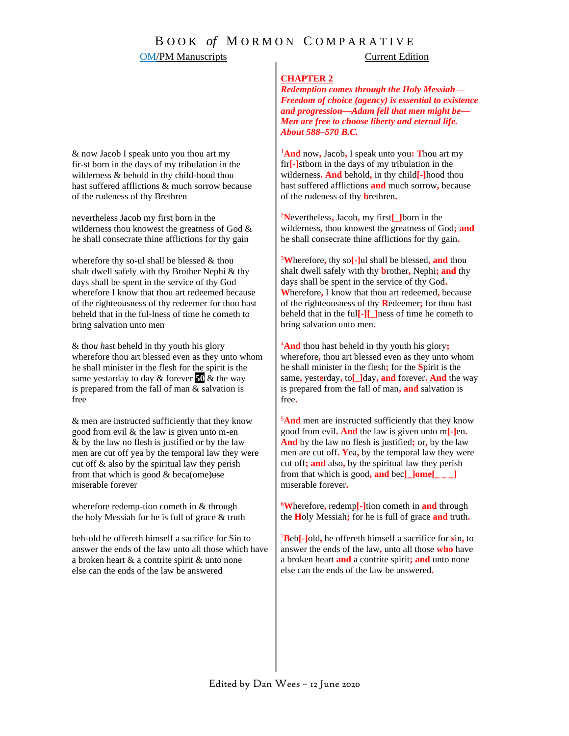# Book *of* Mormon Comparative

| OM/PM Manuscripts | Current Edition |
|---|---|
| | **CHAPTER 2**<br>***Redemption comes through the Holy Messiah—Freedom of choice (agency) is essential to existence and progression—Adam fell that men might be—Men are free to choose liberty and eternal life. About 588–570 B.C.*** |
| & now Jacob I speak unto you thou art my fir-st born in the days of my tribulation in the wilderness & behold in thy child-hood thou hast suffered afflictions & much sorrow because of the rudeness of thy Brethren | [1]**And** now**,** Jacob**,** I speak unto you**:** **T**hou art my fir**[-]**stborn in the days of my tribulation in the wilderness**.** **And** behold**,** in thy child**[-]**hood thou hast suffered afflictions **and** much sorrow**,** because of the rudeness of thy **b**rethren**.** |
| nevertheless Jacob my first born in the wilderness thou knowest the greatness of God & he shall consecrate thine afflictions for thy gain | [2]**N**evertheless**,** Jacob**,** my first**[_]**born in the wilderness**,** thou knowest the greatness of God**; and** he shall consecrate thine afflictions for thy gain**.** |
| wherefore thy so-ul shall be blessed & thou shalt dwell safely with thy Brother Nephi & thy days shall be spent in the service of thy God wherefore I know that thou art redeemed because of the righteousness of thy redeemer for thou hast beheld that in the ful-lness of time he cometh to bring salvation unto men | [3]**W**herefore**,** thy so**[-]**ul shall be blessed**, and** thou shalt dwell safely with thy **b**rother**,** Nephi**; and** thy days shall be spent in the service of thy God**.** **W**herefore**,** I know that thou art redeemed**,** because of the righteousness of thy **R**edeemer**;** for thou hast beheld that in the ful**[-][_]**ness of time he cometh to bring salvation unto men**.** |
| & tho*u h*ast beheld in thy youth his glory wherefore thou art blessed even as they unto whom he shall minister in the flesh for the spirit is the same yestarday to day & forever **50** & the way is prepared from the fall of man & salvation is free | [4]**And** thou hast beheld in thy youth his glory**;** wherefore**,** thou art blessed even as they unto whom he shall minister in the flesh**;** for the **S**pirit is the same**,** yest**e**rday**,** to**[_]**day**, and** forever**.** **And** the way is prepared from the fall of man**, and** salvation is free**.** |
| & men are instructed sufficiently that they know good from evil & the law is given unto m-en & by the law no flesh is justified or by the law men are cut off yea by the temporal law they were cut off & also by the spiritual law they perish from that which is good & beca(ome)~~use~~ miserable forever | [5]**And** men are instructed sufficiently that they know good from evil**.** **And** the law is given unto m**[-]**en**.** **And** by the law no flesh is justified**;** or**,** by the law men are cut off**.** **Y**ea**,** by the temporal law they were cut off**; and** also**,** by the spiritual law they perish from that which is good**, and** bec**[_]ome[_ _ _]** miserable forever**.** |
| wherefore redemp-tion cometh in & through the holy Messiah for he is full of grace & truth | [6]**W**herefore**,** redemp**[-]**tion cometh in **and** through the **H**oly Messiah**;** for he is full of grace **and** truth**.** |
| beh-old he offereth himself a sacrifice for Sin to answer the ends of the law unto all those which have a broken heart & a contrite spirit & unto none else can the ends of the law be answered | [7]**B**eh**[-]**old**,** he offereth himself a sacrifice for **s**in**,** to answer the ends of the law**,** unto all those **who** have a broken heart **and** a contrite spirit**; and** unto none else can the ends of the law be answered**.** |

Edited by Dan Wees – 12 June 2020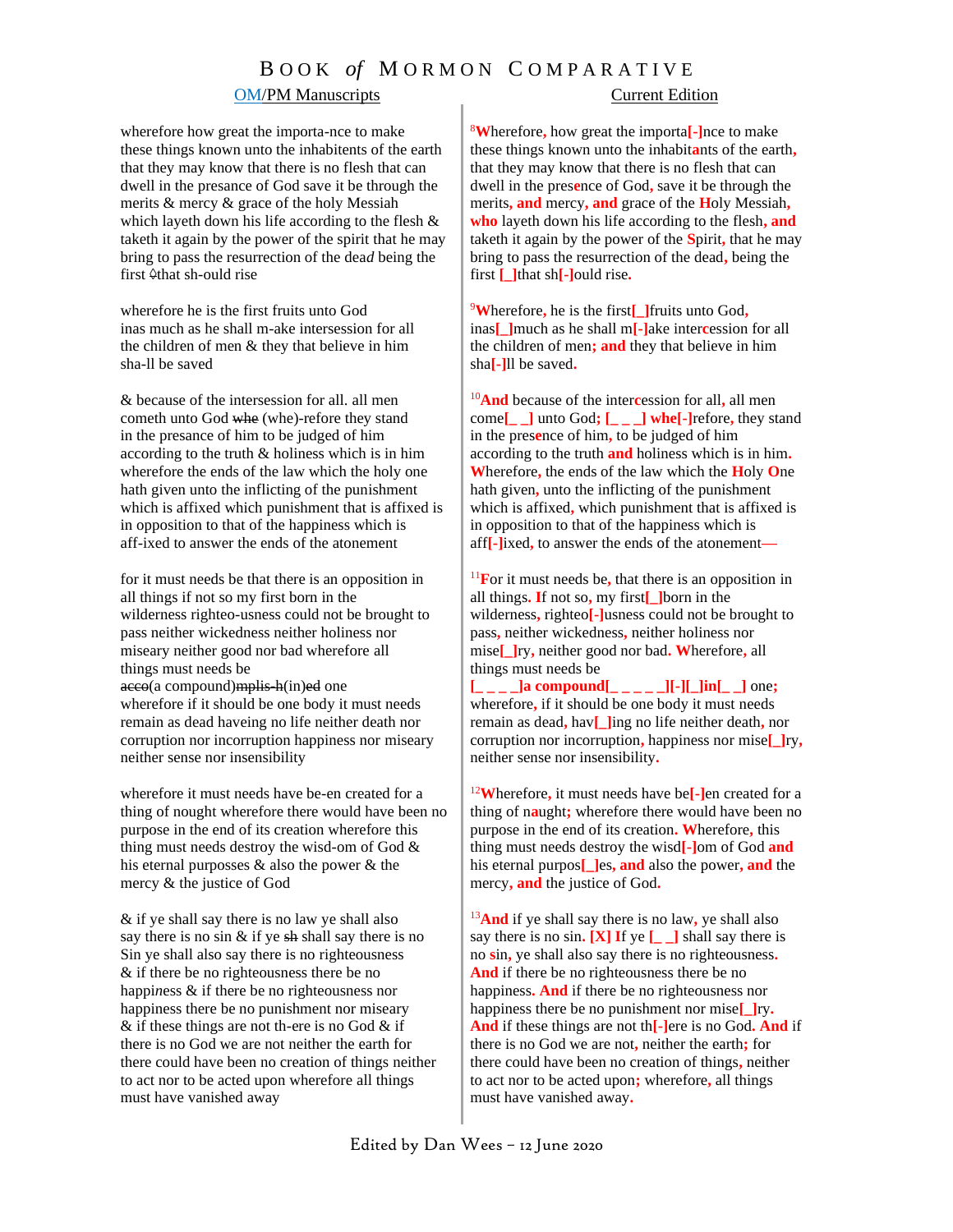# Book *of* Mormon Comparative

| OM/PM Manuscripts | Current Edition |
|---|---|
| wherefore how great the importa-nce to make these things known unto the inhabitents of the earth that they may know that there is no flesh that can dwell in the presance of God save it be through the merits & mercy & grace of the holy Messiah which layeth down his life according to the flesh & taketh it again by the power of the spirit that he may bring to pass the resurrection of the dea*d* being the first ^that sh-ould rise | [8]Wherefore, how great the importa[-]nce to make these things known unto the inhabitants of the earth, that they may know that there is no flesh that can dwell in the presence of God, save it be through the merits, and mercy, and grace of the Holy Messiah, who layeth down his life according to the flesh, and taketh it again by the power of the Spirit, that he may bring to pass the resurrection of the dead, being the first [_]that sh[-]ould rise. |
| wherefore he is the first fruits unto God inas much as he shall m-ake intersession for all the children of men & they that believe in him sha-ll be saved | [9]Wherefore, he is the first[_]fruits unto God, inas[_]much as he shall m[-]ake intercession for all the children of men; and they that believe in him sha[-]ll be saved. |
| & because of the intersession for all. all men cometh unto God ~~whe~~ (whe)-refore they stand in the presance of him to be judged of him according to the truth & holiness which is in him wherefore the ends of the law which the holy one hath given unto the inflicting of the punishment which is affixed which punishment that is affixed is in opposition to that of the happiness which is aff-ixed to answer the ends of the atonement | [10]And because of the intercession for all, all men come[_ _] unto God; [_ _ _] whe[-]refore, they stand in the presence of him, to be judged of him according to the truth and holiness which is in him. Wherefore, the ends of the law which the Holy One hath given, unto the inflicting of the punishment which is affixed, which punishment that is affixed is in opposition to that of the happiness which is aff[-]ixed, to answer the ends of the atonement— |
| for it must needs be that there is an opposition in all things if not so my first born in the wilderness righteo-usness could not be brought to pass neither wickedness neither holiness nor miseary neither good nor bad wherefore all things must needs be ~~acco~~(a compound)~~mplis-h~~(in)~~ed~~ one wherefore if it should be one body it must needs remain as dead haveing no life neither death nor corruption nor incorruption happiness nor miseary neither sense nor insensibility | [11]For it must needs be, that there is an opposition in all things. If not so, my first[_]born in the wilderness, righteo[-]usness could not be brought to pass, neither wickedness, neither holiness nor mise[_]ry, neither good nor bad. Wherefore, all things must needs be [_ _ _ _]a compound[_ _ _ _ _][-][_]in[_ _] one; wherefore, if it should be one body it must needs remain as dead, hav[_]ing no life neither death, nor corruption nor incorruption, happiness nor mise[_]ry, neither sense nor insensibility. |
| wherefore it must needs have be-en created for a thing of nought wherefore there would have been no purpose in the end of its creation wherefore this thing must needs destroy the wisd-om of God & his eternal purposses & also the power & the mercy & the justice of God | [12]Wherefore, it must needs have be[-]en created for a thing of naught; wherefore there would have been no purpose in the end of its creation. Wherefore, this thing must needs destroy the wisd[-]om of God and his eternal purpos[_]es, and also the power, and the mercy, and the justice of God. |
| & if ye shall say there is no law ye shall also say there is no sin & if ye ~~sh~~ shall say there is no Sin ye shall also say there is no righteousness & if there be no righteousness there be no happi*n*ess & if there be no righteousness nor happiness there be no punishment nor miseary & if these things are not th-ere is no God & if there is no God we are not neither the earth for there could have been no creation of things neither to act nor to be acted upon wherefore all things must have vanished away | [13]And if ye shall say there is no law, ye shall also say there is no sin. [X] If ye [_ _] shall say there is no sin, ye shall also say there is no righteousness. And if there be no righteousness there be no happiness. And if there be no righteousness nor happiness there be no punishment nor mise[_]ry. And if these things are not th[-]ere is no God. And if there is no God we are not, neither the earth; for there could have been no creation of things, neither to act nor to be acted upon; wherefore, all things must have vanished away. |

Edited by Dan Wees – 12 June 2020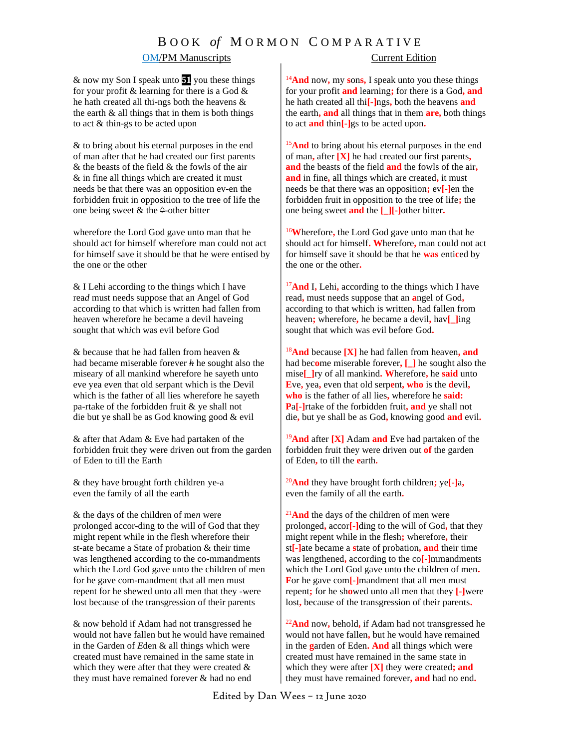# Book *of* Mormon Comparative

| OM/PM Manuscripts | Current Edition |
|---|---|
| & now my Son I speak unto **51** you these things for your profit & learning for there is a God & he hath created all thi-ngs both the heavens & the earth & all things that in them is both things to act & thin-gs to be acted upon | [14]**And** now**,** my s**o**n**s,** I speak unto you these things for your profit **and** learning**;** for there is a God**, and** he hath created all thi**[-]**ngs**,** both the heavens **and** the earth**, and** all things that in them **are,** both things to act **and** thin**[-]**gs to be acted upon**.** |
| & to bring about his eternal purposes in the end of man after that he had created our first parents & the beasts of the field & the fowls of the air & in fine all things which are created it must needs be that there was an opposition ev-en the forbidden fruit in opposition to the tree of life the one being sweet & the ♤-other bitter | [15]**And** to bring about his eternal purposes in the end of man**,** after **[X]** he had created our first parents**, and** the beasts of the field **and** the fowls of the air**, and** in fine**,** all things which are created**,** it must needs be that there was an opposition**;** ev**[-]**en the forbidden fruit in opposition to the tree of life**;** the one being sweet **and** the **[_][-]**other bitter**.** |
| wherefore the Lord God gave unto man that he should act for himself wherefore man could not act for himself save it should be that he were entised by the one or the other | [16]**W**herefore**,** the Lord God gave unto man that he should act for himself**. W**herefore**,** man could not act for himself save it should be that he **was** enti**c**ed by the one or the other**.** |
| & I Lehi according to the things which I have rea*d* must needs suppose that an Angel of God according to that which is written had fallen from heaven wherefore he became a devil haveing sought that wh*i*ch was evil before God | [17]**And** I**,** Lehi**,** according to the things which I have read**,** must needs suppose that an **a**ngel of God**,** according to that which is written**,** had fallen from heaven**;** wherefore**,** he became a devil**,** hav**[_]**ing sought that which was evil before God**.** |
| & because that he had fallen from heaven & had became miserable forever ~~h~~ he sought also the miseary of all mankind wherefore he sayeth unto eve yea even that old serpant which is the Devil which is the father of all lies wherefore he sayeth pa-rtake of the forbidden fruit & ye shall not die but ye shall be as God knowing good & evil | [18]**And** because **[X]** he had fallen from heaven**, and** had bec**o**me miserable forever**, [_]** he sought also the mise**[_]**ry of all mankind**. W**herefore**,** he **said** unto **E**ve**,** yea**,** even that old serp**e**nt**, who** is the **d**evil**, who** is the father of all lies**,** wherefore he **said: P**a**[-]**rtake of the forbidden fruit**, and** ye shall not die**,** but ye shall be as God**,** knowing good **and** evil**.** |
| & after that Adam & Eve had partaken of the forbidden fruit they were driven out from the garden of Eden to till the Earth | [19]**And** after **[X]** Adam **and** Eve had partaken of the forbidden fruit they were driven out **of** the garden of Eden**,** to till the **e**arth**.** |
| & they have brought forth children ye-a even the family of all the earth | [20]**And** they have brought forth children**;** ye**[-]**a**,** even the family of all the earth**.** |
| & the days of the children of me*n* were pr*o*longed accor-ding to the will of God that they might repent while in the flesh wherefore their st-ate became a State of probation & their time was lengthened according to the co-mmandments which the Lord God gave unto the children of men for he gave com-mandment that all men must repent for he shewed unto all men that they -were lost because of the transgression of their parents | [21]**And** the days of the children of men were prolonged**,** accor**[-]**ding to the will of God**,** that they might repent while in the flesh**;** wherefore**,** their st**[-]**ate became a **s**tate of probation**, and** their time was lengthened**,** according to the co**[-]**mmandments which the Lord God gave unto the children of men**. F**or he gave com**[-]**mandment that all men must repent**;** for he sh**o**wed unto all men that they **[-]**were lost**,** because of the transgression of their parents**.** |
| & now behold if Adam had not transgressed he would not have fallen but he would have remained in the Garden of *E*den & all things which were created must have remained in the same state in which they were after that they were created & they must have remained forever & had no end | [22]**And** now**,** behold**,** if Adam had not transgressed he would not have fallen**,** but he would have remained in the **g**arden of Eden**. And** all things which were created must have remained in the same state in which they were after **[X]** they were created**; and** they must have remained forever**, and** had no end**.** |

Edited by Dan Wees – 12 June 2020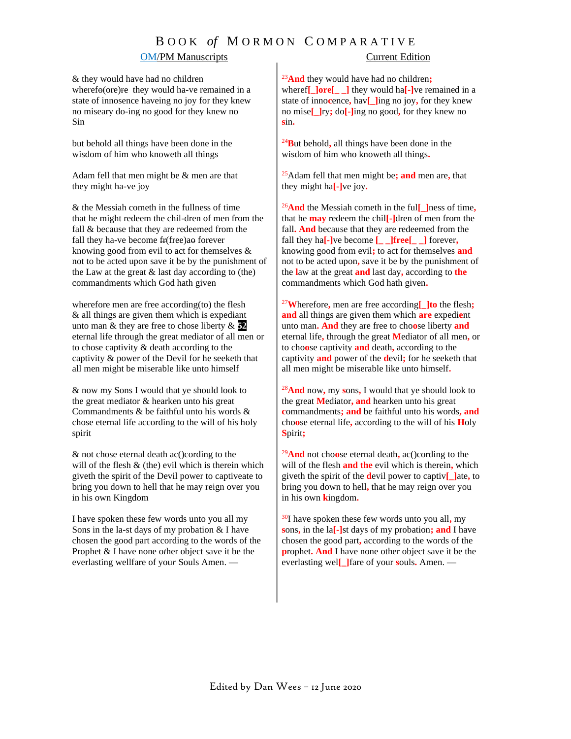# Book *of* Mormon Comparative

| OM/PM Manuscripts | Current Edition |
|---|---|
| & they would have had no children wherefo(ore)re they would ha-ve remained in a state of innosence haveing no joy for they knew no miseary do-ing no good for they knew no Sin | [23]And they would have had no children; wheref[_]ore[_ _] they would ha[-]ve remained in a state of innocence, hav[_]ing no joy, for they knew no mise[_]ry; do[-]ing no good, for they knew no sin. |
| but behold all things have been done in the wisdom of him who knoweth all things | [24]But behold, all things have been done in the wisdom of him who knoweth all things. |
| Adam fell that men might be & men are that they might ha-ve joy | [25]Adam fell that men might be; and men are, that they might ha[-]ve joy. |
| & the Messiah cometh in the fullness of time that he might redeem the chil-dren of men from the fall & because that they are redeemed from the fall they ha-ve become fr(free)ao forever knowing good from evil to act for themselves & not to be acted upon save it be by the punishment of the Law at the great & last day according to (the) commandments which God hath given | [26]And the Messiah cometh in the ful[_]ness of time, that he may redeem the chil[-]dren of men from the fall. And because that they are redeemed from the fall they ha[-]ve become [_ _]free[_ _] forever, knowing good from evil; to act for themselves and not to be acted upon, save it be by the punishment of the law at the great and last day, according to the commandments which God hath given. |
| wherefore men are free according(to) the flesh & all things are given them which is expediant unto man & they are free to chose liberty & 52 eternal life through the great mediator of all men or to chose captivity & death according to the captivity & power of the Devil for he seeketh that all men might be miserable like unto himself | [27]Wherefore, men are free according[_]to the flesh; and all things are given them which are expedient unto man. And they are free to choose liberty and eternal life, through the great Mediator of all men, or to choose captivity and death, according to the captivity and power of the devil; for he seeketh that all men might be miserable like unto himself. |
| & now my Sons I would that ye should look to the great mediator & hearken unto his great Commandments & be faithful unto his words & chose eternal life according to the will of his holy spirit | [28]And now, my sons, I would that ye should look to the great Mediator, and hearken unto his great commandments; and be faithful unto his words, and choose eternal life, according to the will of his Holy Spirit; |
| & not chose eternal death ac()cording to the will of the flesh & (the) evil which is therein which giveth the spirit of the Devil power to captiveate to bring you down to hell that he may reign over you in his own Kingdom | [29]And not choose eternal death, ac()cording to the will of the flesh and the evil which is therein, which giveth the spirit of the devil power to captiv[_]ate, to bring you down to hell, that he may reign over you in his own kingdom. |
| I have spoken these few words unto you all my Sons in the la-st days of my probation & I have chosen the good part according to the words of the Prophet & I have none other object save it be the everlasting wellfare of your Souls Amen. — | [30]I have spoken these few words unto you all, my sons, in the la[-]st days of my probation; and I have chosen the good part, according to the words of the prophet. And I have none other object save it be the everlasting well[_]fare of your souls. Amen. — |

Edited by Dan Wees – 12 June 2020